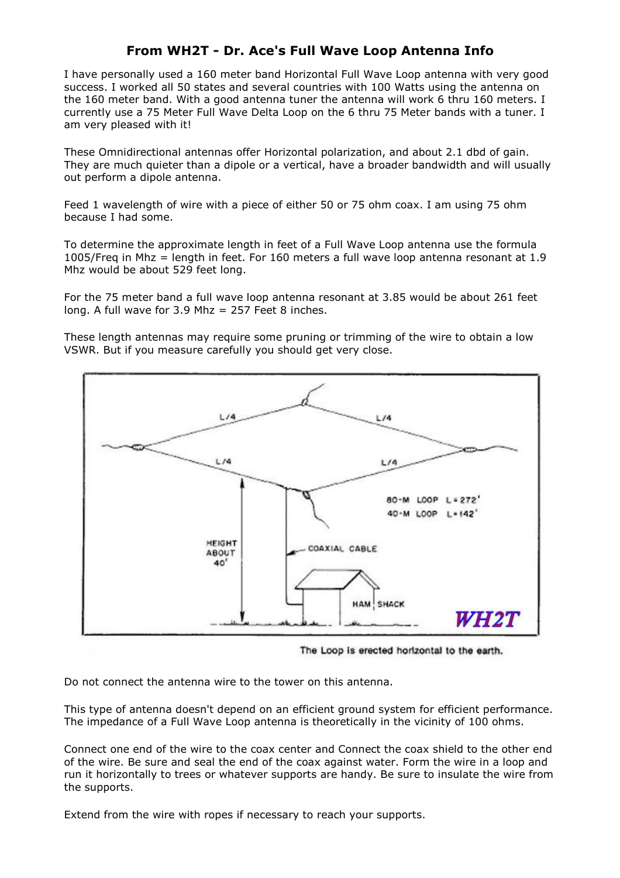# From WH2T - Dr. Ace's Full Wave Loop Antenna Info

I have personally used a 160 meter band Horizontal Full Wave Loop antenna with very good success. I worked all 50 states and several countries with 100 Watts using the antenna on the 160 meter band. With a good antenna tuner the antenna will work 6 thru 160 meters. I currently use a 75 Meter Full Wave Delta Loop on the 6 thru 75 Meter bands with a tuner. I am very pleased with it!

These Omnidirectional antennas offer Horizontal polarization, and about 2.1 dbd of gain. They are much quieter than a dipole or a vertical, have a broader bandwidth and will usually out perform a dipole antenna.

Feed 1 wavelength of wire with a piece of either 50 or 75 ohm coax. I am using 75 ohm because I had some.

To determine the approximate length in feet of a Full Wave Loop antenna use the formula 1005/Freq in Mhz = length in feet. For 160 meters a full wave loop antenna resonant at 1.9 Mhz would be about 529 feet long.

For the 75 meter band a full wave loop antenna resonant at 3.85 would be about 261 feet long. A full wave for 3.9 Mhz = 257 Feet 8 inches.

These length antennas may require some pruning or trimming of the wire to obtain a low VSWR. But if you measure carefully you should get very close.

L/4 L/4 L/4 L/4

80-M LOOP L = 272'
40-M LOOP L = 142'

HEIGHT ABOUT 40'

COAXIAL CABLE

HAM SHACK

WH2T

The Loop is erected horizontal to the earth.

Do not connect the antenna wire to the tower on this antenna.

This type of antenna doesn't depend on an efficient ground system for efficient performance. The impedance of a Full Wave Loop antenna is theoretically in the vicinity of 100 ohms.

Connect one end of the wire to the coax center and Connect the coax shield to the other end of the wire. Be sure and seal the end of the coax against water. Form the wire in a loop and run it horizontally to trees or whatever supports are handy. Be sure to insulate the wire from the supports.

Extend from the wire with ropes if necessary to reach your supports.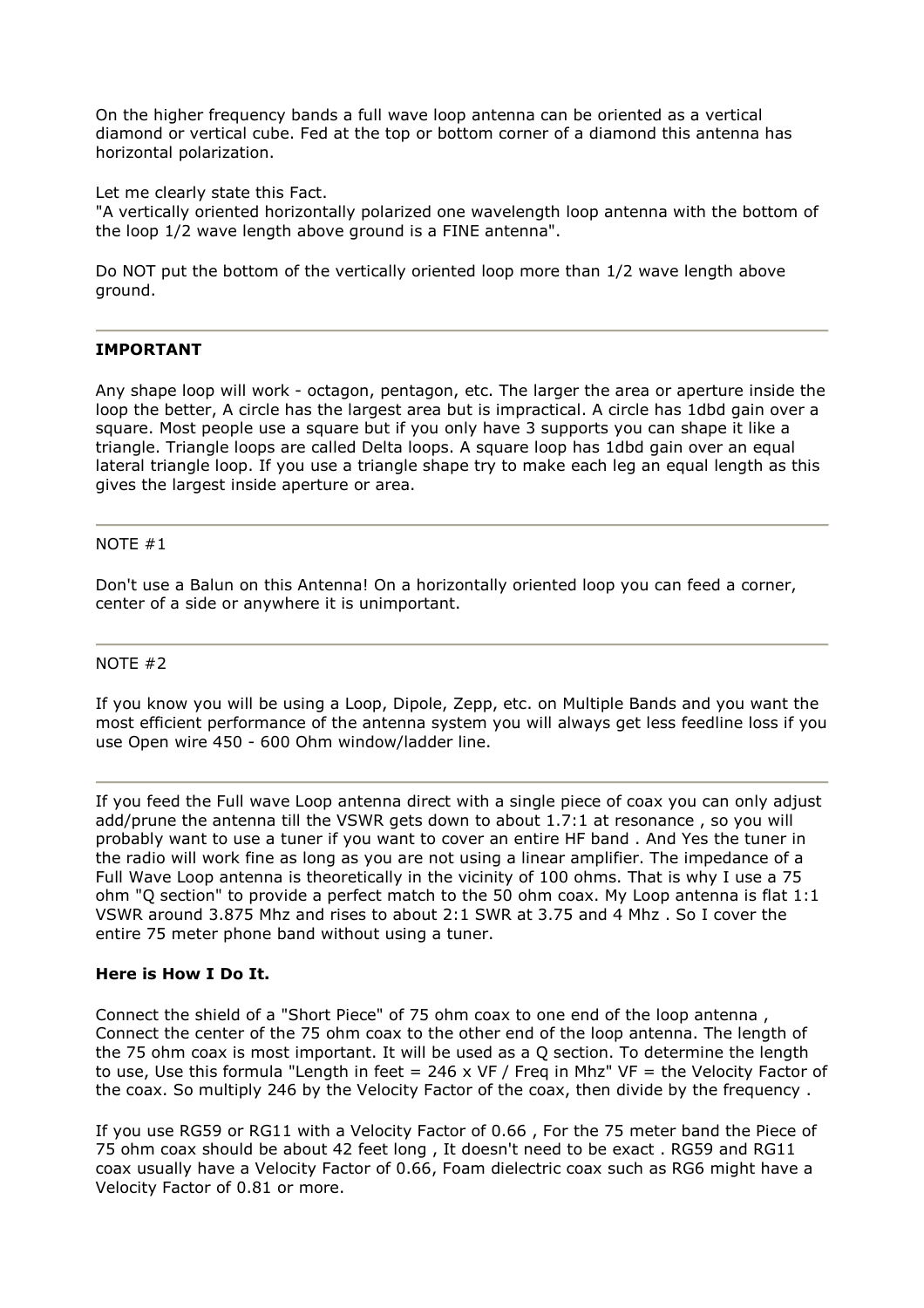On the higher frequency bands a full wave loop antenna can be oriented as a vertical diamond or vertical cube. Fed at the top or bottom corner of a diamond this antenna has horizontal polarization.

Let me clearly state this Fact.
"A vertically oriented horizontally polarized one wavelength loop antenna with the bottom of the loop 1/2 wave length above ground is a FINE antenna".

Do NOT put the bottom of the vertically oriented loop more than 1/2 wave length above ground.

---

**IMPORTANT**

Any shape loop will work - octagon, pentagon, etc. The larger the area or aperture inside the loop the better, A circle has the largest area but is impractical. A circle has 1dbd gain over a square. Most people use a square but if you only have 3 supports you can shape it like a triangle. Triangle loops are called Delta loops. A square loop has 1dbd gain over an equal lateral triangle loop. If you use a triangle shape try to make each leg an equal length as this gives the largest inside aperture or area.

---

NOTE #1

Don't use a Balun on this Antenna! On a horizontally oriented loop you can feed a corner, center of a side or anywhere it is unimportant.

---

NOTE #2

If you know you will be using a Loop, Dipole, Zepp, etc. on Multiple Bands and you want the most efficient performance of the antenna system you will always get less feedline loss if you use Open wire 450 - 600 Ohm window/ladder line.

---

If you feed the Full wave Loop antenna direct with a single piece of coax you can only adjust add/prune the antenna till the VSWR gets down to about 1.7:1 at resonance , so you will probably want to use a tuner if you want to cover an entire HF band . And Yes the tuner in the radio will work fine as long as you are not using a linear amplifier. The impedance of a Full Wave Loop antenna is theoretically in the vicinity of 100 ohms. That is why I use a 75 ohm "Q section" to provide a perfect match to the 50 ohm coax. My Loop antenna is flat 1:1 VSWR around 3.875 Mhz and rises to about 2:1 SWR at 3.75 and 4 Mhz . So I cover the entire 75 meter phone band without using a tuner.

**Here is How I Do It.**

Connect the shield of a "Short Piece" of 75 ohm coax to one end of the loop antenna , Connect the center of the 75 ohm coax to the other end of the loop antenna. The length of the 75 ohm coax is most important. It will be used as a Q section. To determine the length to use, Use this formula "Length in feet = 246 x VF / Freq in Mhz" VF = the Velocity Factor of the coax. So multiply 246 by the Velocity Factor of the coax, then divide by the frequency .

If you use RG59 or RG11 with a Velocity Factor of 0.66 , For the 75 meter band the Piece of 75 ohm coax should be about 42 feet long , It doesn't need to be exact . RG59 and RG11 coax usually have a Velocity Factor of 0.66, Foam dielectric coax such as RG6 might have a Velocity Factor of 0.81 or more.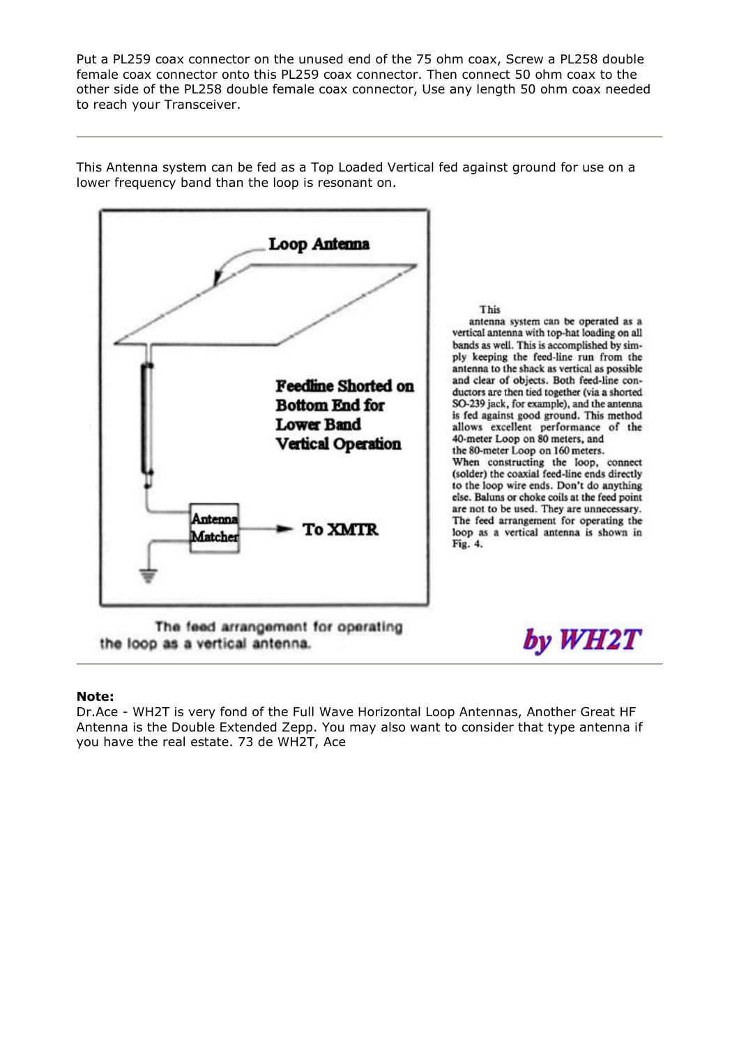Put a PL259 coax connector on the unused end of the 75 ohm coax, Screw a PL258 double female coax connector onto this PL259 coax connector. Then connect 50 ohm coax to the other side of the PL258 double female coax connector, Use any length 50 ohm coax needed to reach your Transceiver.

---

This Antenna system can be fed as a Top Loaded Vertical fed against ground for use on a lower frequency band than the loop is resonant on.

Loop Antenna

Feedline Shorted on Bottom End for Lower Band Vertical Operation

Antenna Matcher

To XMTR

The feed arrangement for operating the loop as a vertical antenna.

This antenna system can be operated as a vertical antenna with top-hat loading on all bands as well. This is accomplished by simply keeping the feed-line run from the antenna to the shack as vertical as possible and clear of objects. Both feed-line conductors are then tied together (via a shorted SO-239 jack, for example), and the antenna is fed against good ground. This method allows excellent performance of the 40-meter Loop on 80 meters, and the 80-meter Loop on 160 meters. When constructing the loop, connect (solder) the coaxial feed-line ends directly to the loop wire ends. Don't do anything else. Baluns or choke coils at the feed point are not to be used. They are unnecessary. The feed arrangement for operating the loop as a vertical antenna is shown in Fig. 4.

*by WH2T*

---

**Note:**
Dr.Ace - WH2T is very fond of the Full Wave Horizontal Loop Antennas, Another Great HF Antenna is the Double Extended Zepp. You may also want to consider that type antenna if you have the real estate. 73 de WH2T, Ace